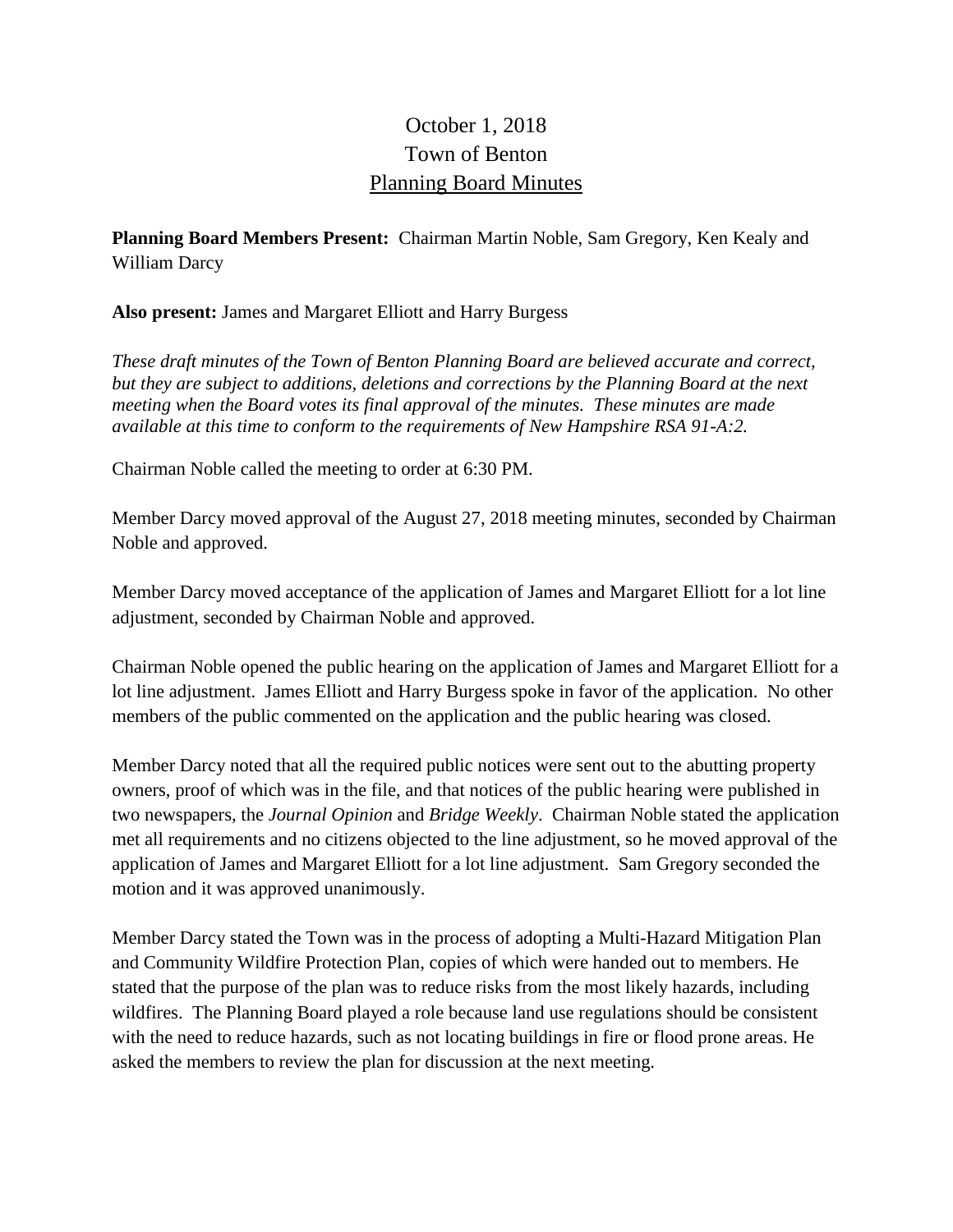# October 1, 2018
# Town of Benton
# Planning Board Minutes

**Planning Board Members Present:** Chairman Martin Noble, Sam Gregory, Ken Kealy and William Darcy

**Also present:** James and Margaret Elliott and Harry Burgess

*These draft minutes of the Town of Benton Planning Board are believed accurate and correct, but they are subject to additions, deletions and corrections by the Planning Board at the next meeting when the Board votes its final approval of the minutes. These minutes are made available at this time to conform to the requirements of New Hampshire RSA 91-A:2.*

Chairman Noble called the meeting to order at 6:30 PM.

Member Darcy moved approval of the August 27, 2018 meeting minutes, seconded by Chairman Noble and approved.

Member Darcy moved acceptance of the application of James and Margaret Elliott for a lot line adjustment, seconded by Chairman Noble and approved.

Chairman Noble opened the public hearing on the application of James and Margaret Elliott for a lot line adjustment. James Elliott and Harry Burgess spoke in favor of the application. No other members of the public commented on the application and the public hearing was closed.

Member Darcy noted that all the required public notices were sent out to the abutting property owners, proof of which was in the file, and that notices of the public hearing were published in two newspapers, the *Journal Opinion* and *Bridge Weekly*. Chairman Noble stated the application met all requirements and no citizens objected to the line adjustment, so he moved approval of the application of James and Margaret Elliott for a lot line adjustment. Sam Gregory seconded the motion and it was approved unanimously.

Member Darcy stated the Town was in the process of adopting a Multi-Hazard Mitigation Plan and Community Wildfire Protection Plan, copies of which were handed out to members. He stated that the purpose of the plan was to reduce risks from the most likely hazards, including wildfires. The Planning Board played a role because land use regulations should be consistent with the need to reduce hazards, such as not locating buildings in fire or flood prone areas. He asked the members to review the plan for discussion at the next meeting.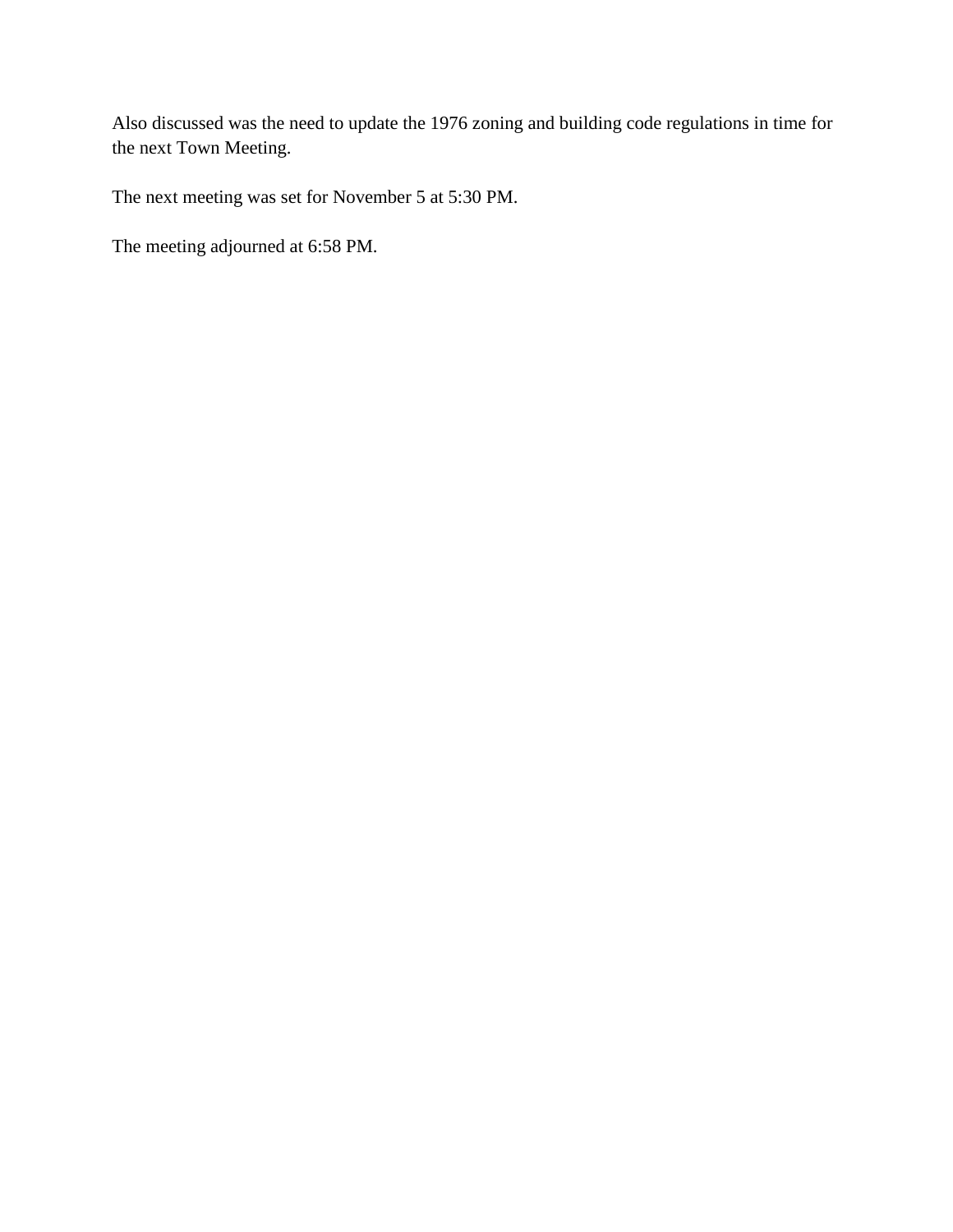Also discussed was the need to update the 1976 zoning and building code regulations in time for the next Town Meeting.

The next meeting was set for November 5 at 5:30 PM.

The meeting adjourned at 6:58 PM.